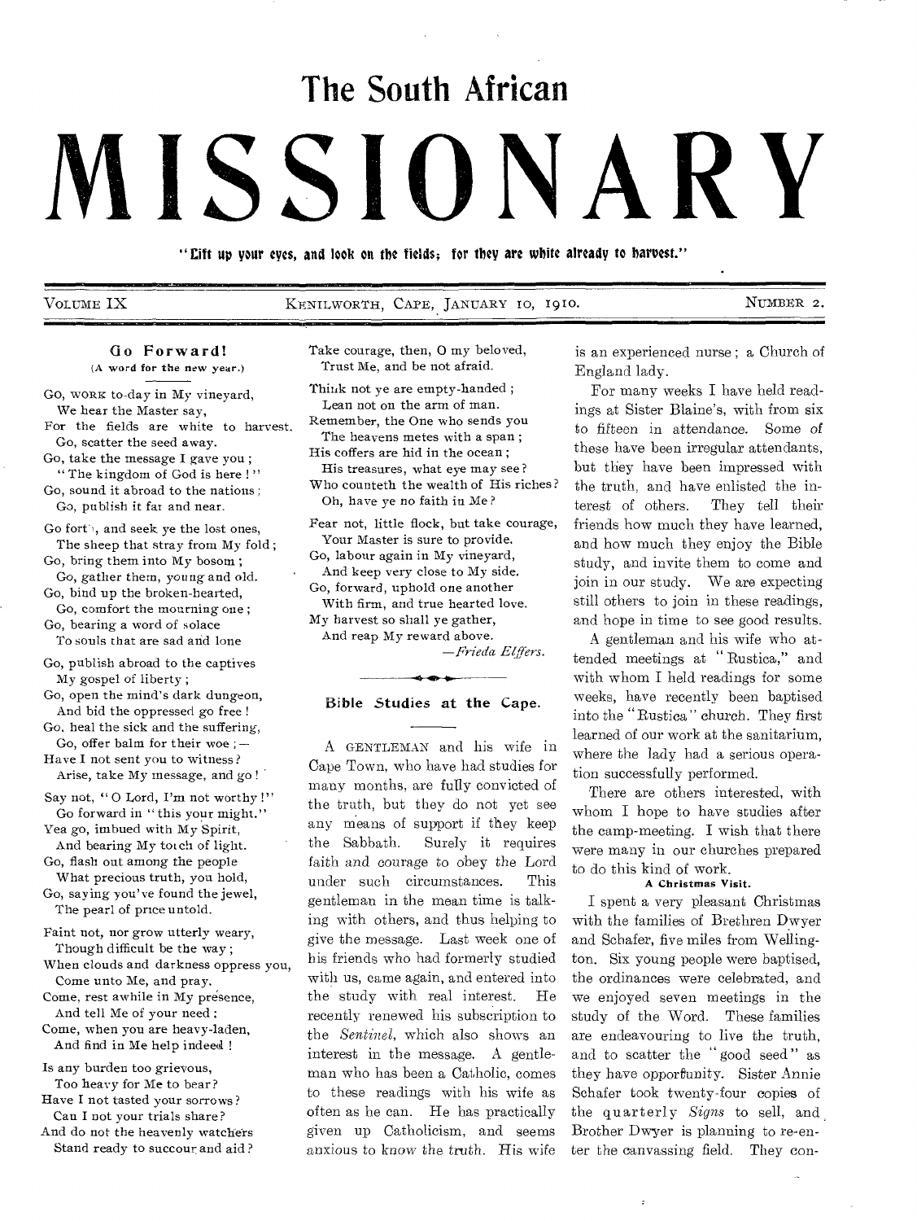# The South African MISSIONARY

"Lift up your eyes, and look on the fields; for they are white already to harvest."

VOLUME IX — KENILWORTH, CAPE, JANUARY 10, 1910. — NUMBER 2.

## Go Forward!

(A word for the new year.)

GO, WORK to-day in My vineyard,
We hear the Master say,
For the fields are white to harvest.
Go, scatter the seed away.
Go, take the message I gave you;
"The kingdom of God is here!"
Go, sound it abroad to the nations;
Go, publish it far and near.

Go forth, and seek ye the lost ones,
The sheep that stray from My fold;
Go, bring them into My bosom;
Go, gather them, young and old.
Go, bind up the broken-hearted,
Go, comfort the mourning one;
Go, bearing a word of solace
To souls that are sad and lone

Go, publish abroad to the captives
My gospel of liberty;
Go, open the mind's dark dungeon,
And bid the oppressed go free!
Go, heal the sick and the suffering,
Go, offer balm for their woe;—
Have I not sent you to witness?
Arise, take My message, and go!

Say not, "O Lord, I'm not worthy!"
Go forward in "this your might."
Yea go, imbued with My Spirit,
And bearing My torch of light.
Go, flash out among the people
What precious truth, you hold,
Go, saying you've found the jewel,
The pearl of price untold.

Faint not, nor grow utterly weary,
Though difficult be the way;
When clouds and darkness oppress you,
Come unto Me, and pray.
Come, rest awhile in My presence,
And tell Me of your need;
Come, when you are heavy-laden,
And find in Me help indeed!

Is any burden too grievous,
Too heavy for Me to bear?
Have I not tasted your sorrows?
Can I not your trials share?
And do not the heavenly watchers
Stand ready to succour and aid?
Take courage, then, O my beloved,
Trust Me, and be not afraid.

Think not ye are empty-handed;
Lean not on the arm of man.
Remember, the One who sends you
The heavens metes with a span;
His coffers are hid in the ocean;
His treasures, what eye may see?
Who counteth the wealth of His riches?
Oh, have ye no faith in Me?

Fear not, little flock, but take courage,
Your Master is sure to provide.
Go, labour again in My vineyard,
And keep very close to My side.
Go, forward, uphold one another
With firm, and true hearted love.
My harvest so shall ye gather,
And reap My reward above.

—*Frieda Elffers.*

## Bible Studies at the Cape.

A GENTLEMAN and his wife in Cape Town, who have had studies for many months, are fully convicted of the truth, but they do not yet see any means of support if they keep the Sabbath. Surely it requires faith and courage to obey the Lord under such circumstances. This gentleman in the mean time is talking with others, and thus helping to give the message. Last week one of his friends who had formerly studied with us, came again, and entered into the study with real interest. He recently renewed his subscription to the *Sentinel*, which also shows an interest in the message. A gentleman who has been a Catholic, comes to these readings with his wife as often as he can. He has practically given up Catholicism, and seems anxious to know the truth. His wife is an experienced nurse; a Church of England lady.

For many weeks I have held readings at Sister Blaine's, with from six to fifteen in attendance. Some of these have been irregular attendants, but they have been impressed with the truth, and have enlisted the interest of others. They tell their friends how much they have learned, and how much they enjoy the Bible study, and invite them to come and join in our study. We are expecting still others to join in these readings, and hope in time to see good results.

A gentleman and his wife who attended meetings at "Rustica," and with whom I held readings for some weeks, have recently been baptised into the "Rustica" church. They first learned of our work at the sanitarium, where the lady had a serious operation successfully performed.

There are others interested, with whom I hope to have studies after the camp-meeting. I wish that there were many in our churches prepared to do this kind of work.

### A Christmas Visit.

I spent a very pleasant Christmas with the families of Brethren Dwyer and Schafer, five miles from Wellington. Six young people were baptised, the ordinances were celebrated, and we enjoyed seven meetings in the study of the Word. These families are endeavouring to live the truth, and to scatter the "good seed" as they have opportunity. Sister Annie Schafer took twenty-four copies of the quarterly *Signs* to sell, and Brother Dwyer is planning to re-enter the canvassing field. They con-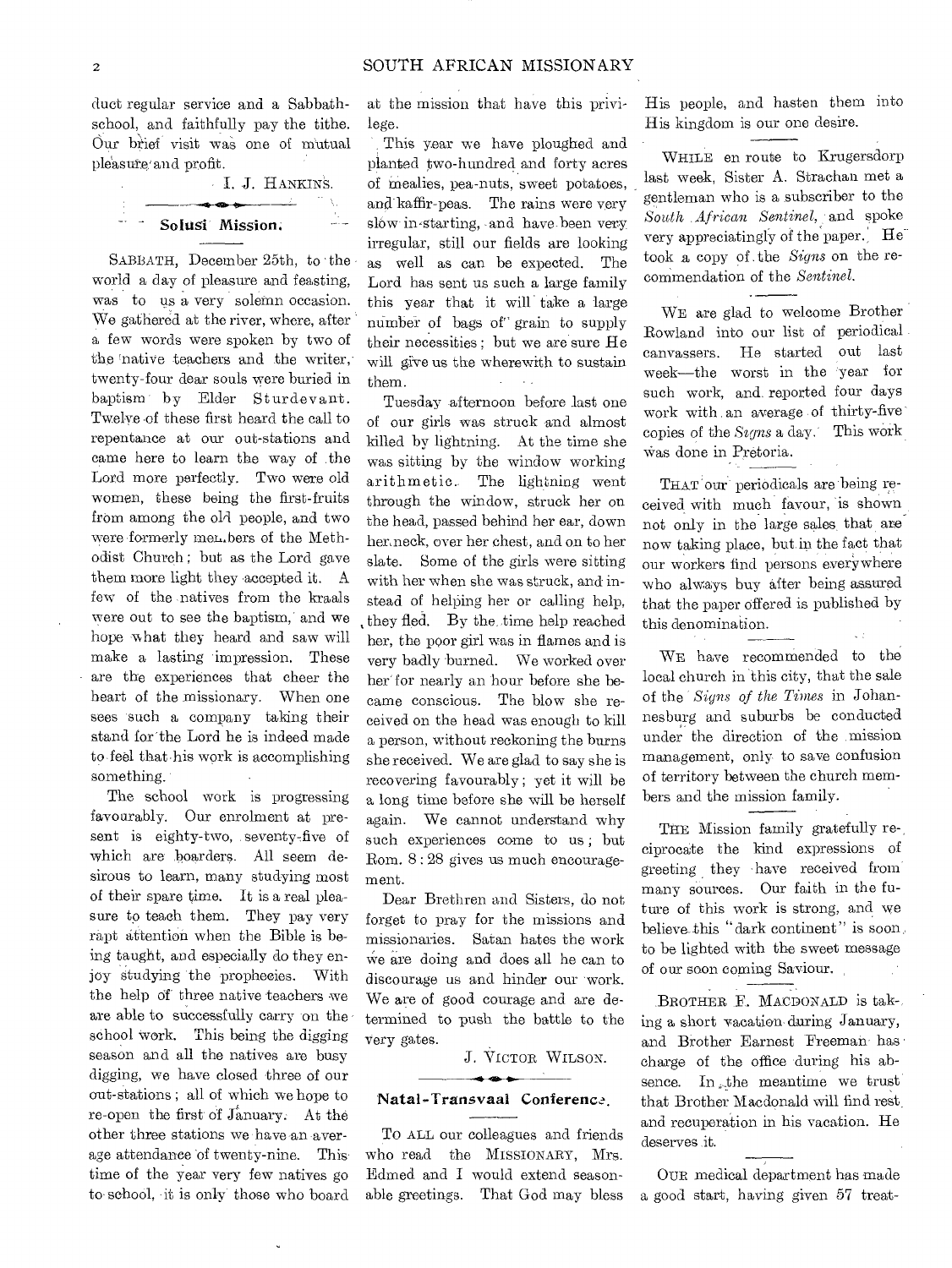duct regular service and a Sabbath-school, and faithfully pay the tithe. Our brief visit was one of mutual pleasure and profit.

I. J. HANKINS.

## Solusi Mission.

SABBATH, December 25th, to the world a day of pleasure and feasting, was to us a very solemn occasion. We gathered at the river, where, after a few words were spoken by two of the native teachers and the writer, twenty-four dear souls were buried in baptism by Elder Sturdevant. Twelve of these first heard the call to repentance at our out-stations and came here to learn the way of the Lord more perfectly. Two were old women, these being the first-fruits from among the old people, and two were formerly members of the Methodist Church; but as the Lord gave them more light they accepted it. A few of the natives from the kraals were out to see the baptism, and we hope what they heard and saw will make a lasting impression. These are the experiences that cheer the heart of the missionary. When one sees such a company taking their stand for the Lord he is indeed made to feel that his work is accomplishing something.

The school work is progressing favourably. Our enrolment at present is eighty-two, seventy-five of which are boarders. All seem desirous to learn, many studying most of their spare time. It is a real pleasure to teach them. They pay very rapt attention when the Bible is being taught, and especially do they enjoy studying the prophecies. With the help of three native teachers we are able to successfully carry on the school work. This being the digging season and all the natives are busy digging, we have closed three of our out-stations; all of which we hope to re-open the first of January. At the other three stations we have an average attendance of twenty-nine. This time of the year very few natives go to school, it is only those who board at the mission that have this privilege.

This year we have ploughed and planted two-hundred and forty acres of mealies, pea-nuts, sweet potatoes, and kaffir-peas. The rains were very slow in starting, and have been very irregular, still our fields are looking as well as can be expected. The Lord has sent us such a large family this year that it will take a large number of bags of grain to supply their necessities; but we are sure He will give us the wherewith to sustain them.

Tuesday afternoon before last one of our girls was struck and almost killed by lightning. At the time she was sitting by the window working arithmetic. The lightning went through the window, struck her on the head, passed behind her ear, down her neck, over her chest, and on to her slate. Some of the girls were sitting with her when she was struck, and instead of helping her or calling help, they fled. By the time help reached her, the poor girl was in flames and is very badly burned. We worked over her for nearly an hour before she became conscious. The blow she received on the head was enough to kill a person, without reckoning the burns she received. We are glad to say she is recovering favourably; yet it will be a long time before she will be herself again. We cannot understand why such experiences come to us; but Rom. 8 : 28 gives us much encouragement.

Dear Brethren and Sisters, do not forget to pray for the missions and missionaries. Satan hates the work we are doing and does all he can to discourage us and hinder our work. We are of good courage and are determined to push the battle to the very gates.

J. VICTOR WILSON.

## Natal-Transvaal Conference.

TO ALL our colleagues and friends who read the MISSIONARY, Mrs. Edmed and I would extend seasonable greetings. That God may bless His people, and hasten them into His kingdom is our one desire.

WHILE en route to Krugersdorp last week, Sister A. Strachan met a gentleman who is a subscriber to the *South African Sentinel*, and spoke very appreciatingly of the paper. He took a copy of the *Signs* on the recommendation of the *Sentinel*.

WE are glad to welcome Brother Rowland into our list of periodical canvassers. He started out last week—the worst in the year for such work, and reported four days work with an average of thirty-five copies of the *Signs* a day. This work was done in Pretoria.

THAT our periodicals are being received with much favour, is shown not only in the large sales that are now taking place, but in the fact that our workers find persons everywhere who always buy after being assured that the paper offered is published by this denomination.

WE have recommended to the local church in this city, that the sale of the *Signs of the Times* in Johannesburg and suburbs be conducted under the direction of the mission management, only to save confusion of territory between the church members and the mission family.

THE Mission family gratefully reciprocate the kind expressions of greeting they have received from many sources. Our faith in the future of this work is strong, and we believe this "dark continent" is soon to be lighted with the sweet message of our soon coming Saviour.

BROTHER F. MACDONALD is taking a short vacation during January, and Brother Earnest Freeman has charge of the office during his absence. In the meantime we trust that Brother Macdonald will find rest and recuperation in his vacation. He deserves it.

OUR medical department has made a good start, having given 57 treat-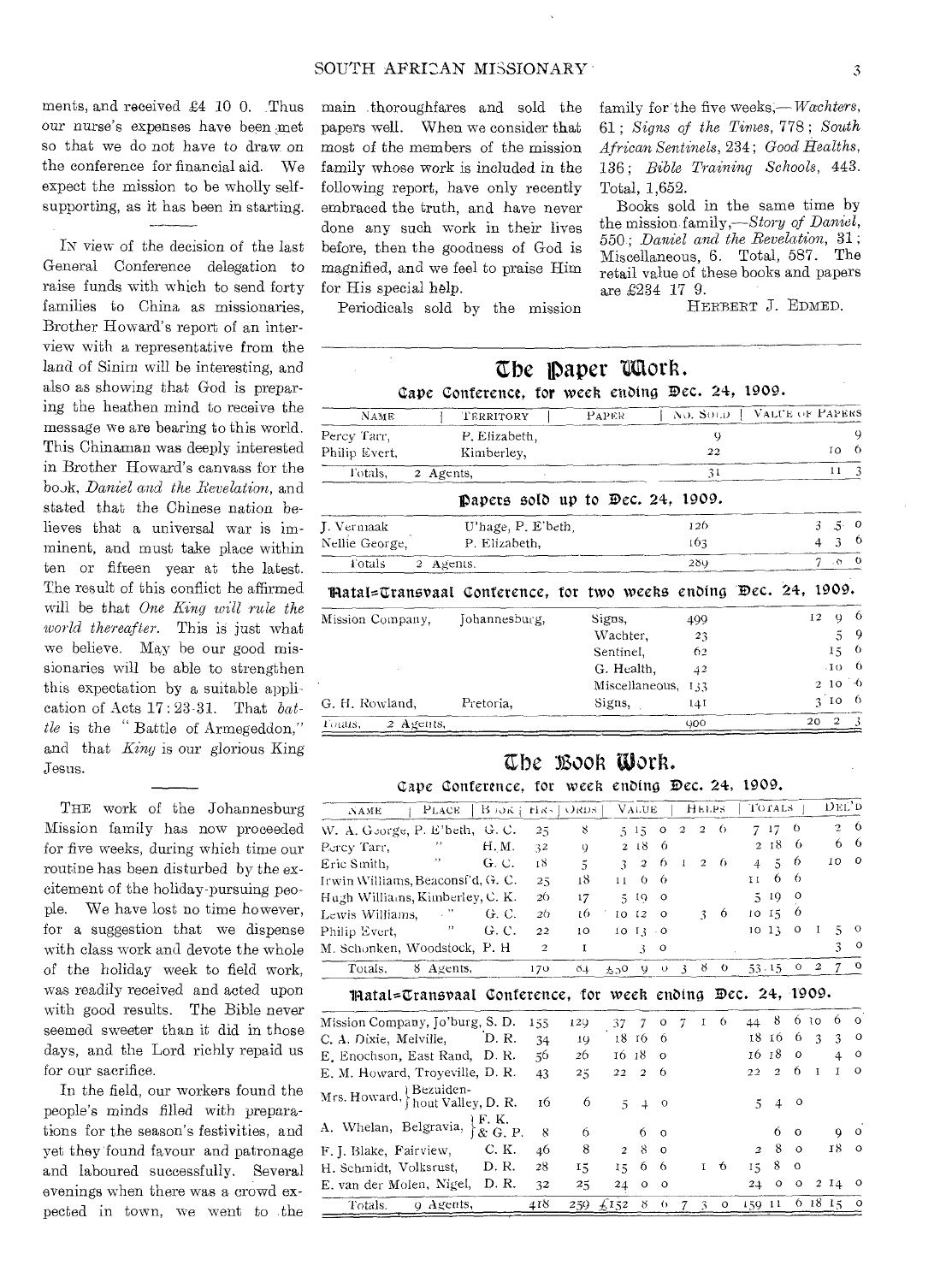ments, and received £4 10 0. Thus our nurse's expenses have been met so that we do not have to draw on the conference for financial aid. We expect the mission to be wholly self-supporting, as it has been in starting.

IN view of the decision of the last General Conference delegation to raise funds with which to send forty families to China as missionaries, Brother Howard's report of an interview with a representative from the land of Sinim will be interesting, and also as showing that God is preparing the heathen mind to receive the message we are bearing to this world. This Chinaman was deeply interested in Brother Howard's canvass for the book, *Daniel and the Revelation*, and stated that the Chinese nation believes that a universal war is imminent, and must take place within ten or fifteen year at the latest. The result of this conflict he affirmed will be that *One King will rule the world thereafter*. This is just what we believe. May be our good missionaries will be able to strengthen this expectation by a suitable application of Acts 17 : 23-31. That *battle* is the "Battle of Armegeddon," and that *King* is our glorious King Jesus.

THE work of the Johannesburg Mission family has now proceeded for five weeks, during which time our routine has been disturbed by the excitement of the holiday-pursuing people. We have lost no time however, for a suggestion that we dispense with class work and devote the whole of the holiday week to field work, was readily received and acted upon with good results. The Bible never seemed sweeter than it did in those days, and the Lord richly repaid us for our sacrifice.

In the field, our workers found the people's minds filled with preparations for the season's festivities, and yet they found favour and patronage and laboured successfully. Several evenings when there was a crowd expected in town, we went to the main thoroughfares and sold the papers well. When we consider that most of the members of the mission family whose work is included in the following report, have only recently embraced the truth, and have never done any such work in their lives before, then the goodness of God is magnified, and we feel to praise Him for His special help.

Periodicals sold by the mission family for the five weeks,—*Wachters*, 61; *Signs of the Times*, 778; *South African Sentinels*, 234; *Good Healths*, 136; *Bible Training Schools*, 443. Total, 1,652.

Books sold in the same time by the mission family,—*Story of Daniel*, 550; *Daniel and the Revelation*, 31; Miscellaneous, 6. Total, 587. The retail value of these books and papers are £234 17 9.

HERBERT J. EDMED.

## The Paper Work.

### Cape Conference, for week ending Dec. 24, 1909.

| NAME | TERRITORY | PAPER | NO. SOLD | VALUE OF PAPERS |
|---|---|---|---|---|
| Percy Tarr, | P. Elizabeth, | | 9 | 9 |
| Philip Evert, | Kimberley, | | 22 | 10 6 |
| Totals, | 2 Agents, | | 31 | 11 3 |

### Papers sold up to Dec. 24, 1909.

| NAME | TERRITORY | PAPER | NO. SOLD | VALUE OF PAPERS |
|---|---|---|---|---|
| J. Vermaak | U'hage, P. E'beth, | | 126 | 3 5 0 |
| Nellie George, | P. Elizabeth, | | 163 | 4 3 6 |
| Totals | 2 Agents. | | 289 | 7 6 6 |

### Natal-Transvaal Conference, for two weeks ending Dec. 24, 1909.

| NAME | TERRITORY | PAPER | NO. SOLD | VALUE OF PAPERS |
|---|---|---|---|---|
| Mission Company, | Johannesburg, | Signs, | 499 | 12 9 6 |
| | | Wachter, | 23 | 5 9 |
| | | Sentinel, | 62 | 15 6 |
| | | G. Health, | 42 | 10 6 |
| | | Miscellaneous, | 133 | 2 10 6 |
| G. H. Rowland, | Pretoria, | Signs, | 141 | 3 10 6 |
| Totals, | 2 Agents, | | 900 | 20 2 3 |

## The Book Work.

### Cape Conference, for week ending Dec. 24, 1909.

| NAME | PLACE | BOOK | HRS. | ORDS. | VALUE | HELPS | TOTALS | DEL'D |
|---|---|---|---|---|---|---|---|---|
| W. A. George, | P. E'beth, | G. C. | 25 | 8 | 5 15 0 | 2 2 6 | 7 17 6 | 2 6 |
| Percy Tarr, | " | H. M. | 32 | 9 | 2 18 6 | | 2 18 6 | 6 6 |
| Eric Smith, | " | G. C. | 18 | 5 | 3 2 6 | 1 2 6 | 4 5 6 | 10 0 |
| Irwin Williams, | Beaconsf'd, | G. C. | 25 | 18 | 11 6 6 | | 11 6 6 | |
| Hugh Williams, | Kimberley, | C. K. | 26 | 17 | 5 19 0 | | 5 19 0 | |
| Lewis Williams, | " | G. C. | 26 | 16 | 10 12 0 | 3 6 | 10 15 6 | |
| Philip Evert, | " | G. C. | 22 | 10 | 10 13 0 | | 10 13 0 | 1 5 0 |
| M. Schonken, | Woodstock, | P. H | 2 | 1 | 3 0 | | | 3 0 |
| Totals, | 8 Agents, | | 170 | 84 | £50 9 0 | 3 8 0 | 53 15 0 | 2 7 0 |

### Natal-Transvaal Conference, for week ending Dec. 24, 1909.

| NAME | PLACE | BOOK | HRS. | ORDS. | VALUE | HELPS | TOTALS | DEL'D |
|---|---|---|---|---|---|---|---|---|
| Mission Company, | Jo'burg, | S. D. | 155 | 129 | 37 7 0 | 7 1 6 | 44 8 6 | 10 6 0 |
| C. A. Dixie, | Melville, | D. R. | 34 | 19 | 18 16 6 | | 18 16 6 | 3 3 0 |
| E. Enochson, | East Rand, | D. R. | 56 | 26 | 16 18 0 | | 16 18 0 | 4 0 |
| E. M. Howard, | Troyeville, | D. R. | 43 | 25 | 22 2 6 | | 22 2 6 | 1 1 0 |
| Mrs. Howard, | Bezuidenhout Valley, | D. R. | 16 | 6 | 5 4 0 | | 5 4 0 | |
| A. Whelan, | Belgravia, | F. K. & G. P. | 8 | 6 | 6 0 | | 6 0 | 9 0 |
| F. J. Blake, | Fairview, | C. K. | 46 | 8 | 2 8 0 | | 2 8 0 | 18 0 |
| H. Schmidt, | Volksrust, | D. R. | 28 | 15 | 15 6 6 | 1 6 | 15 8 0 | |
| E. van der Molen, | Nigel, | D. R. | 32 | 25 | 24 0 0 | | 24 0 0 | 2 14 0 |
| Totals. | 9 Agents, | | 418 | 259 | £152 8 6 | 7 3 0 | 159 11 6 | 18 15 0 |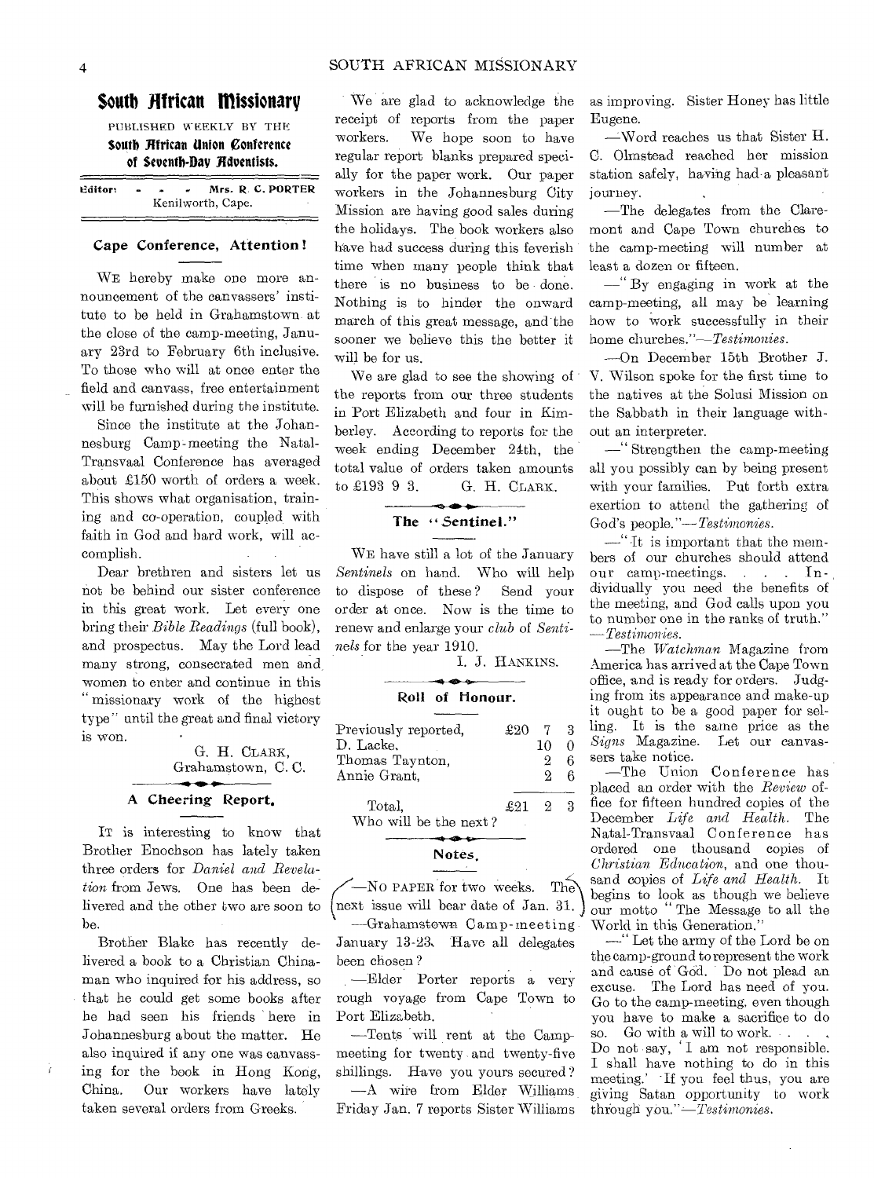# South African Missionary

PUBLISHED WEEKLY BY THE
**South African Union Conference of Seventh-Day Adventists.**

Editor: Mrs. R. C. PORTER
Kenilworth, Cape.

## Cape Conference, Attention!

WE hereby make one more announcement of the canvassers' institute to be held in Grahamstown at the close of the camp-meeting, January 23rd to February 6th inclusive. To those who will at once enter the field and canvass, free entertainment will be furnished during the institute.

Since the institute at the Johannesburg Camp-meeting the Natal-Transvaal Conference has averaged about £150 worth of orders a week. This shows what organisation, training and co-operation, coupled with faith in God and hard work, will accomplish.

Dear brethren and sisters let us not be behind our sister conference in this great work. Let every one bring their *Bible Readings* (full book), and prospectus. May the Lord lead many strong, consecrated men and women to enter and continue in this "missionary work of the highest type" until the great and final victory is won.

G. H. CLARK,
Grahamstown, C. C.

## A Cheering Report.

IT is interesting to know that Brother Enochson has lately taken three orders for *Daniel and Revelation* from Jews. One has been delivered and the other two are soon to be.

Brother Blake has recently delivered a book to a Christian Chinaman who inquired for his address, so that he could get some books after he had seen his friends here in Johannesburg about the matter. He also inquired if any one was canvassing for the book in Hong Kong, China. Our workers have lately taken several orders from Greeks.

We are glad to acknowledge the receipt of reports from the paper workers. We hope soon to have regular report blanks prepared specially for the paper work. Our paper workers in the Johannesburg City Mission are having good sales during the holidays. The book workers also have had success during this feverish time when many people think that there is no business to be done. Nothing is to hinder the onward march of this great message, and the sooner we believe this the better it will be for us.

We are glad to see the showing of the reports from our three students in Port Elizabeth and four in Kimberley. According to reports for the week ending December 24th, the total value of orders taken amounts to £193 9 3.

G. H. CLARK.

## The "Sentinel."

WE have still a lot of the January *Sentinels* on hand. Who will help to dispose of these? Send your order at once. Now is the time to renew and enlarge your *club* of *Sentinels* for the year 1910.

I. J. HANKINS.

## Roll of Honour.

| | | | |
|---|---|---|---|
| Previously reported, | £20 | 7 | 3 |
| D. Lacke, | | 10 | 0 |
| Thomas Taynton, | | 2 | 6 |
| Annie Grant, | | 2 | 6 |
| Total, | £21 | 2 | 3 |

Who will be the next?

## Notes.

—NO PAPER for two weeks. The next issue will bear date of Jan. 31.

—Grahamstown Camp-meeting January 13-23. Have all delegates been chosen?

—Elder Porter reports a very rough voyage from Cape Town to Port Elizabeth.

—Tents will rent at the Camp-meeting for twenty and twenty-five shillings. Have you yours secured?

—A wire from Elder Williams Friday Jan. 7 reports Sister Williams as improving. Sister Honey has little Eugene.

—Word reaches us that Sister H. C. Olmstead reached her mission station safely, having had a pleasant journey.

—The delegates from the Claremont and Cape Town churches to the camp-meeting will number at least a dozen or fifteen.

—"By engaging in work at the camp-meeting, all may be learning how to work successfully in their home churches."—*Testimonies*.

—On December 15th Brother J. V. Wilson spoke for the first time to the natives at the Solusi Mission on the Sabbath in their language without an interpreter.

—"Strengthen the camp-meeting all you possibly can by being present with your families. Put forth extra exertion to attend the gathering of God's people."—*Testimonies*.

—"It is important that the members of our churches should attend our camp-meetings. . . . Individually you need the benefits of the meeting, and God calls upon you to number one in the ranks of truth."—*Testimonies*.

—The *Watchman* Magazine from America has arrived at the Cape Town office, and is ready for orders. Judging from its appearance and make-up it ought to be a good paper for selling. It is the same price as the *Signs* Magazine. Let our canvassers take notice.

—The Union Conference has placed an order with the *Review* office for fifteen hundred copies of the December *Life and Health*. The Natal-Transvaal Conference has ordered one thousand copies of *Christian Education*, and one thousand copies of *Life and Health*. It begins to look as though we believe our motto "The Message to all the World in this Generation."

—"Let the army of the Lord be on the camp-ground to represent the work and cause of God. Do not plead an excuse. The Lord has need of you. Go to the camp-meeting, even though you have to make a sacrifice to do so. Go with a will to work. . . . Do not say, 'I am not responsible. I shall have nothing to do in this meeting.' If you feel thus, you are giving Satan opportunity to work through you."—*Testimonies*.